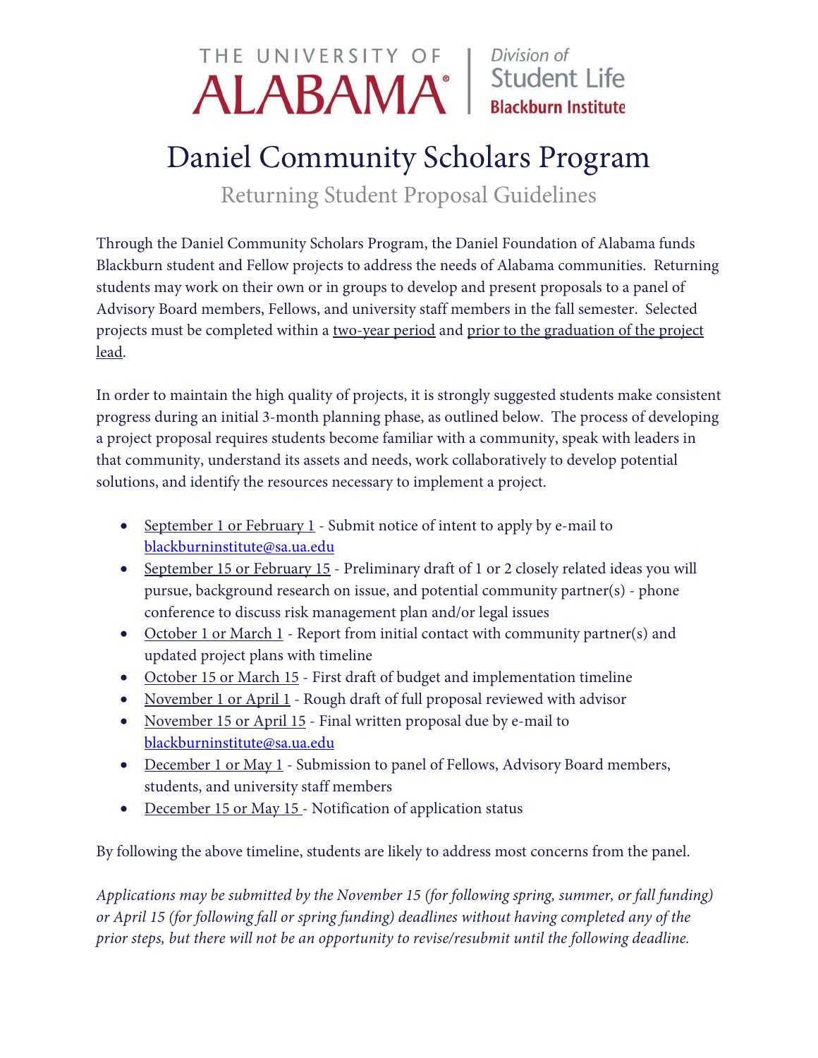THE UNIVERSITY OF ALABAMA | Division of Student Life | Blackburn Institute

# Daniel Community Scholars Program

## Returning Student Proposal Guidelines

Through the Daniel Community Scholars Program, the Daniel Foundation of Alabama funds Blackburn student and Fellow projects to address the needs of Alabama communities. Returning students may work on their own or in groups to develop and present proposals to a panel of Advisory Board members, Fellows, and university staff members in the fall semester. Selected projects must be completed within a two-year period and prior to the graduation of the project lead.

In order to maintain the high quality of projects, it is strongly suggested students make consistent progress during an initial 3-month planning phase, as outlined below. The process of developing a project proposal requires students become familiar with a community, speak with leaders in that community, understand its assets and needs, work collaboratively to develop potential solutions, and identify the resources necessary to implement a project.

- September 1 or February 1 - Submit notice of intent to apply by e-mail to blackburninstitute@sa.ua.edu
- September 15 or February 15 - Preliminary draft of 1 or 2 closely related ideas you will pursue, background research on issue, and potential community partner(s) - phone conference to discuss risk management plan and/or legal issues
- October 1 or March 1 - Report from initial contact with community partner(s) and updated project plans with timeline
- October 15 or March 15 - First draft of budget and implementation timeline
- November 1 or April 1 - Rough draft of full proposal reviewed with advisor
- November 15 or April 15 - Final written proposal due by e-mail to blackburninstitute@sa.ua.edu
- December 1 or May 1 - Submission to panel of Fellows, Advisory Board members, students, and university staff members
- December 15 or May 15 - Notification of application status

By following the above timeline, students are likely to address most concerns from the panel.

*Applications may be submitted by the November 15 (for following spring, summer, or fall funding) or April 15 (for following fall or spring funding) deadlines without having completed any of the prior steps, but there will not be an opportunity to revise/resubmit until the following deadline.*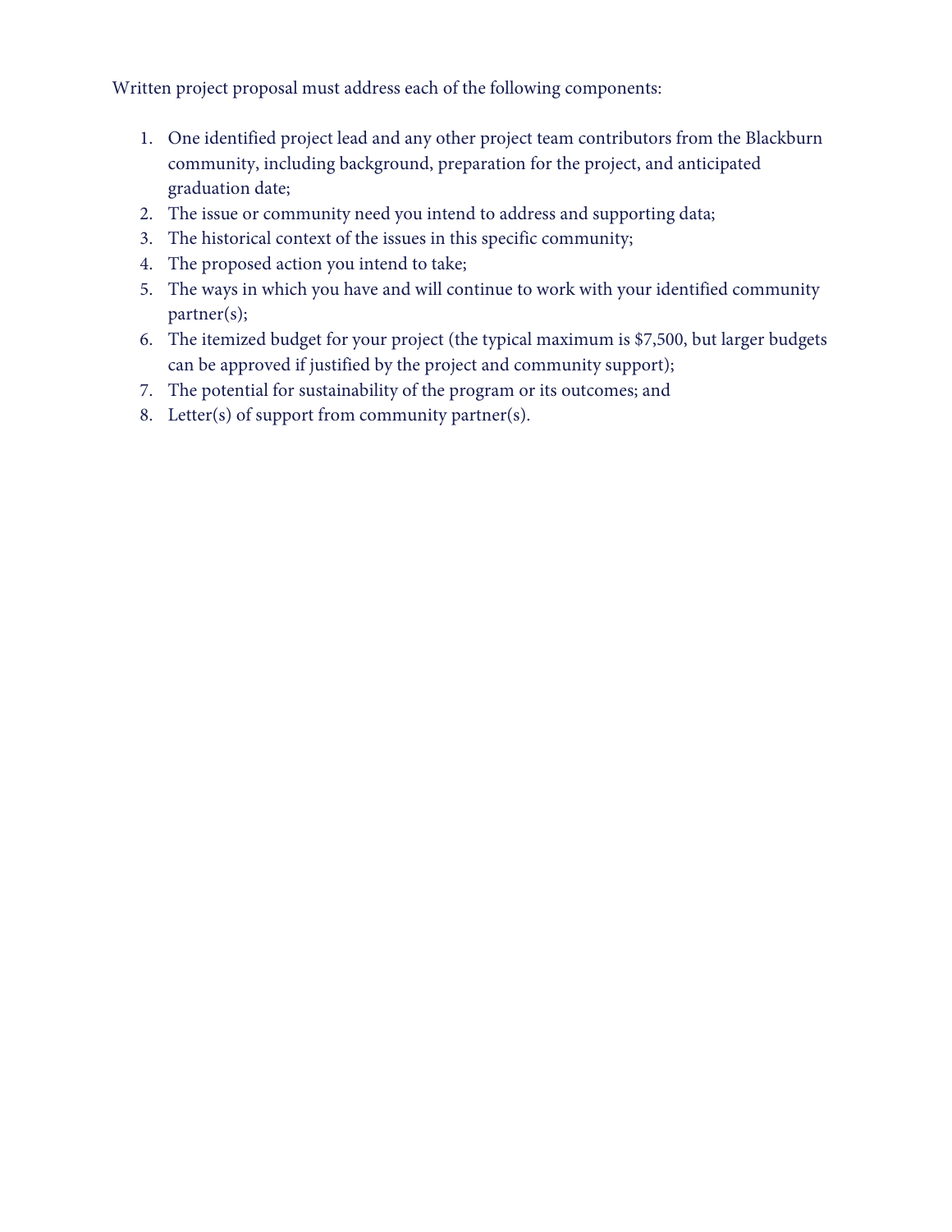Written project proposal must address each of the following components:

1. One identified project lead and any other project team contributors from the Blackburn community, including background, preparation for the project, and anticipated graduation date;
2. The issue or community need you intend to address and supporting data;
3. The historical context of the issues in this specific community;
4. The proposed action you intend to take;
5. The ways in which you have and will continue to work with your identified community partner(s);
6. The itemized budget for your project (the typical maximum is $7,500, but larger budgets can be approved if justified by the project and community support);
7. The potential for sustainability of the program or its outcomes; and
8. Letter(s) of support from community partner(s).